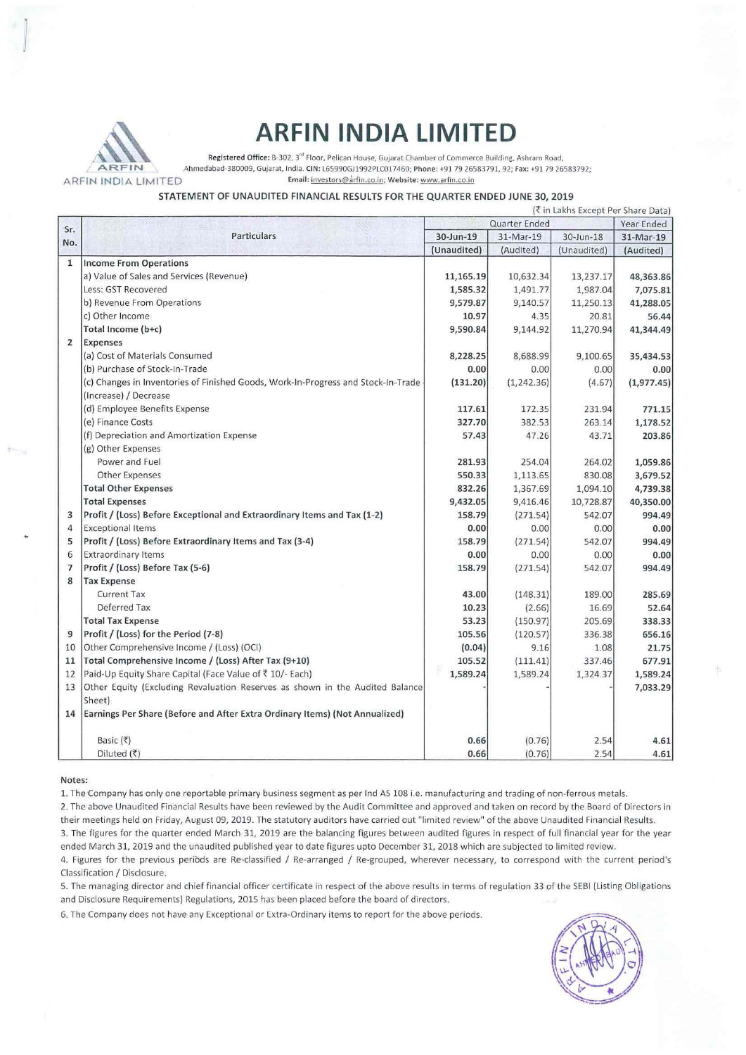# ARFIN INDIA LIMITED

**Registered Office:** B-302, 3rd Floor, Pelican House, Gujarat Chamber of Commerce Building, Ashram Road, Ahmedabad-380009, Gujarat, India. **CIN:** L65990GJ1992PLC017460; **Phone:** +91 79 26583791, 92; **Fax:** +91 79 26583792; **Email:** investors@arfin.co.in; **Website:** www.arfin.co.in

## STATEMENT OF UNAUDITED FINANCIAL RESULTS FOR THE QUARTER ENDED JUNE 30, 2019

(₹ in Lakhs Except Per Share Data)

| Sr. No. | Particulars | Quarter Ended | | | Year Ended |
|---|---|---|---|---|---|
| | | 30-Jun-19 | 31-Mar-19 | 30-Jun-18 | 31-Mar-19 |
| | | (Unaudited) | (Audited) | (Unaudited) | (Audited) |
| 1 | **Income From Operations** | | | | |
| | a) Value of Sales and Services (Revenue) | 11,165.19 | 10,632.34 | 13,237.17 | 48,363.86 |
| | Less: GST Recovered | 1,585.32 | 1,491.77 | 1,987.04 | 7,075.81 |
| | b) Revenue From Operations | 9,579.87 | 9,140.57 | 11,250.13 | 41,288.05 |
| | c) Other Income | 10.97 | 4.35 | 20.81 | 56.44 |
| | Total Income (b+c) | 9,590.84 | 9,144.92 | 11,270.94 | 41,344.49 |
| 2 | **Expenses** | | | | |
| | (a) Cost of Materials Consumed | 8,228.25 | 8,688.99 | 9,100.65 | 35,434.53 |
| | (b) Purchase of Stock-In-Trade | 0.00 | 0.00 | 0.00 | 0.00 |
| | (c) Changes in Inventories of Finished Goods, Work-In-Progress and Stock-In-Trade (Increase) / Decrease | (131.20) | (1,242.36) | (4.67) | (1,977.45) |
| | (d) Employee Benefits Expense | 117.61 | 172.35 | 231.94 | 771.15 |
| | (e) Finance Costs | 327.70 | 382.53 | 263.14 | 1,178.52 |
| | (f) Depreciation and Amortization Expense | 57.43 | 47.26 | 43.71 | 203.86 |
| | (g) Other Expenses | | | | |
| | Power and Fuel | 281.93 | 254.04 | 264.02 | 1,059.86 |
| | Other Expenses | 550.33 | 1,113.65 | 830.08 | 3,679.52 |
| | Total Other Expenses | 832.26 | 1,367.69 | 1,094.10 | 4,739.38 |
| | Total Expenses | 9,432.05 | 9,416.46 | 10,728.87 | 40,350.00 |
| 3 | Profit / (Loss) Before Exceptional and Extraordinary Items and Tax (1-2) | 158.79 | (271.54) | 542.07 | 994.49 |
| 4 | Exceptional Items | 0.00 | 0.00 | 0.00 | 0.00 |
| 5 | Profit / (Loss) Before Extraordinary Items and Tax (3-4) | 158.79 | (271.54) | 542.07 | 994.49 |
| 6 | Extraordinary Items | 0.00 | 0.00 | 0.00 | 0.00 |
| 7 | Profit / (Loss) Before Tax (5-6) | 158.79 | (271.54) | 542.07 | 994.49 |
| 8 | Tax Expense | | | | |
| | Current Tax | 43.00 | (148.31) | 189.00 | 285.69 |
| | Deferred Tax | 10.23 | (2.66) | 16.69 | 52.64 |
| | Total Tax Expense | 53.23 | (150.97) | 205.69 | 338.33 |
| 9 | Profit / (Loss) for the Period (7-8) | 105.56 | (120.57) | 336.38 | 656.16 |
| 10 | Other Comprehensive Income / (Loss) (OCI) | (0.04) | 9.16 | 1.08 | 21.75 |
| 11 | Total Comprehensive Income / (Loss) After Tax (9+10) | 105.52 | (111.41) | 337.46 | 677.91 |
| 12 | Paid-Up Equity Share Capital (Face Value of ₹ 10/- Each) | 1,589.24 | 1,589.24 | 1,324.37 | 1,589.24 |
| 13 | Other Equity (Excluding Revaluation Reserves as shown in the Audited Balance Sheet) | - | - | - | 7,033.29 |
| 14 | Earnings Per Share (Before and After Extra Ordinary Items) (Not Annualized) | | | | |
| | Basic (₹) | 0.66 | (0.76) | 2.54 | 4.61 |
| | Diluted (₹) | 0.66 | (0.76) | 2.54 | 4.61 |

Notes:

1. The Company has only one reportable primary business segment as per Ind AS 108 i.e. manufacturing and trading of non-ferrous metals.
2. The above Unaudited Financial Results have been reviewed by the Audit Committee and approved and taken on record by the Board of Directors in their meetings held on Friday, August 09, 2019. The statutory auditors have carried out "limited review" of the above Unaudited Financial Results.
3. The figures for the quarter ended March 31, 2019 are the balancing figures between audited figures in respect of full financial year for the year ended March 31, 2019 and the unaudited published year to date figures upto December 31, 2018 which are subjected to limited review.
4. Figures for the previous periods are Re-classified / Re-arranged / Re-grouped, wherever necessary, to correspond with the current period's Classification / Disclosure.
5. The managing director and chief financial officer certificate in respect of the above results in terms of regulation 33 of the SEBI (Listing Obligations and Disclosure Requirements) Regulations, 2015 has been placed before the board of directors.
6. The Company does not have any Exceptional or Extra-Ordinary items to report for the above periods.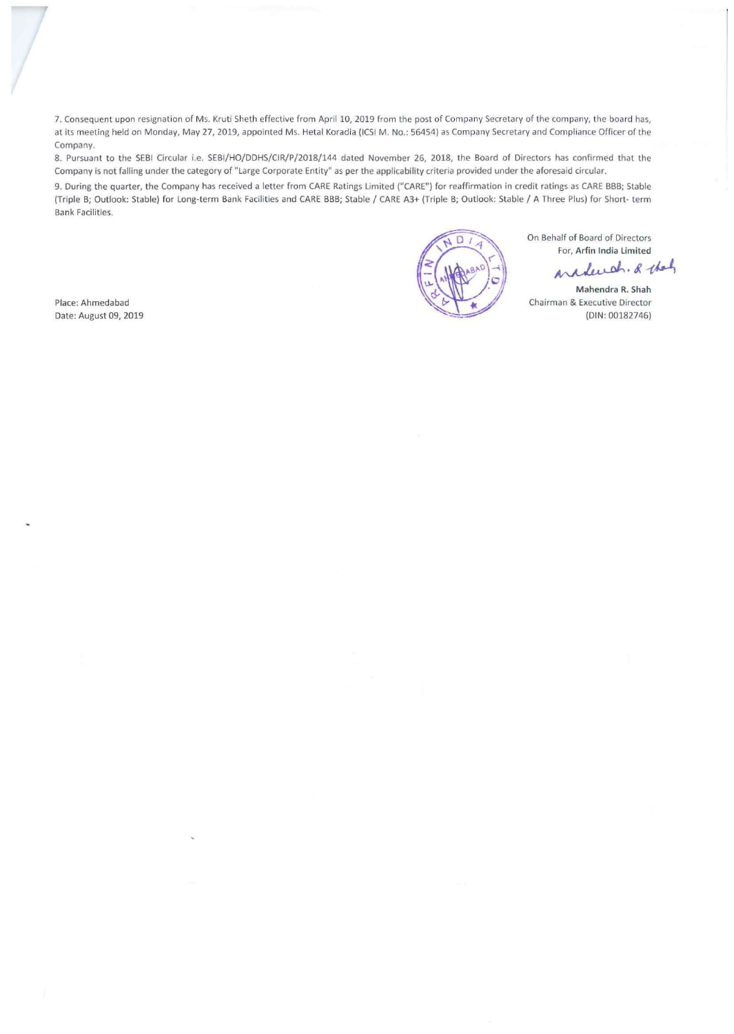7. Consequent upon resignation of Ms. Kruti Sheth effective from April 10, 2019 from the post of Company Secretary of the company, the board has, at its meeting held on Monday, May 27, 2019, appointed Ms. Hetal Koradia (ICSI M. No.: 56454) as Company Secretary and Compliance Officer of the Company.

8. Pursuant to the SEBI Circular i.e. SEBI/HO/DDHS/CIR/P/2018/144 dated November 26, 2018, the Board of Directors has confirmed that the Company is not falling under the category of "Large Corporate Entity" as per the applicability criteria provided under the aforesaid circular.

9. During the quarter, the Company has received a letter from CARE Ratings Limited ("CARE") for reaffirmation in credit ratings as CARE BBB; Stable (Triple B; Outlook: Stable) for Long-term Bank Facilities and CARE BBB; Stable / CARE A3+ (Triple B; Outlook: Stable / A Three Plus) for Short- term Bank Facilities.

On Behalf of Board of Directors
For, **Arfin India Limited**

**Mahendra R. Shah**
Chairman & Executive Director
(DIN: 00182746)

Place: Ahmedabad
Date: August 09, 2019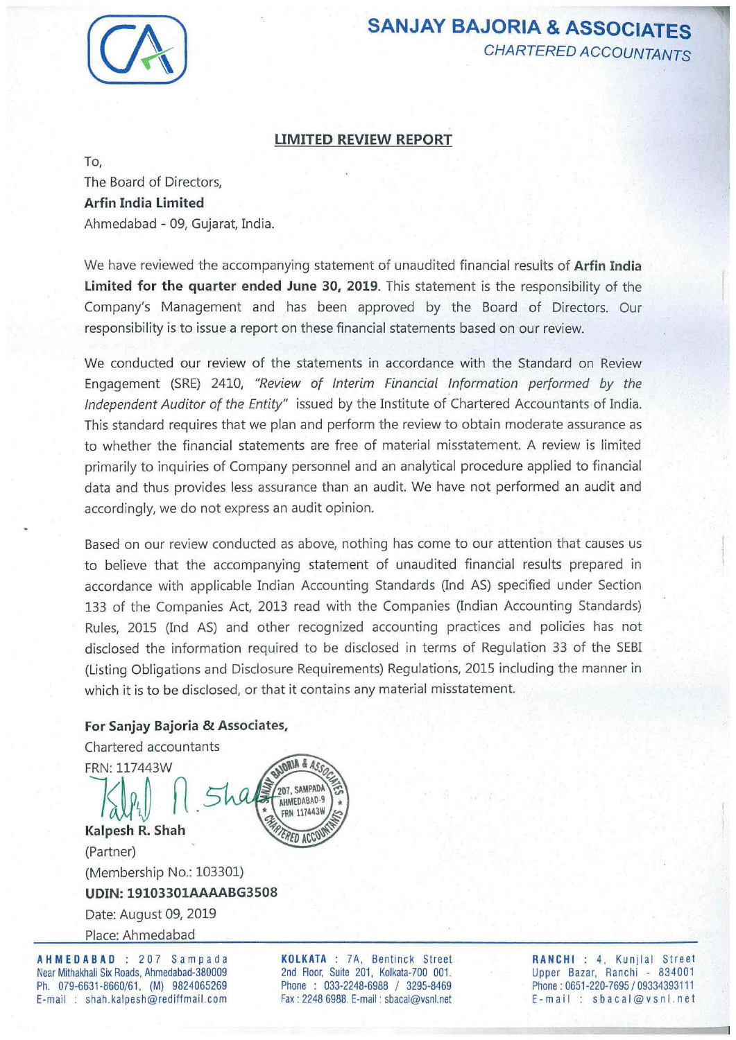# SANJAY BAJORIA & ASSOCIATES

CHARTERED ACCOUNTANTS

## LIMITED REVIEW REPORT

To,
The Board of Directors,
**Arfin India Limited**
Ahmedabad - 09, Gujarat, India.

We have reviewed the accompanying statement of unaudited financial results of **Arfin India Limited for the quarter ended June 30, 2019**. This statement is the responsibility of the Company's Management and has been approved by the Board of Directors. Our responsibility is to issue a report on these financial statements based on our review.

We conducted our review of the statements in accordance with the Standard on Review Engagement (SRE) 2410, *"Review of Interim Financial Information performed by the Independent Auditor of the Entity"* issued by the Institute of Chartered Accountants of India. This standard requires that we plan and perform the review to obtain moderate assurance as to whether the financial statements are free of material misstatement. A review is limited primarily to inquiries of Company personnel and an analytical procedure applied to financial data and thus provides less assurance than an audit. We have not performed an audit and accordingly, we do not express an audit opinion.

Based on our review conducted as above, nothing has come to our attention that causes us to believe that the accompanying statement of unaudited financial results prepared in accordance with applicable Indian Accounting Standards (Ind AS) specified under Section 133 of the Companies Act, 2013 read with the Companies (Indian Accounting Standards) Rules, 2015 (Ind AS) and other recognized accounting practices and policies has not disclosed the information required to be disclosed in terms of Regulation 33 of the SEBI (Listing Obligations and Disclosure Requirements) Regulations, 2015 including the manner in which it is to be disclosed, or that it contains any material misstatement.

**For Sanjay Bajoria & Associates,**
Chartered accountants
FRN: 117443W

**Kalpesh R. Shah**
(Partner)
(Membership No.: 103301)
**UDIN: 19103301AAAABG3508**
Date: August 09, 2019
Place: Ahmedabad

**AHMEDABAD** : 207 Sampada, Near Mithakhali Six Roads, Ahmedabad-380009, Ph. 079-6631-8660/61, (M) 9824065269, E-mail : shah.kalpesh@rediffmail.com

**KOLKATA** : 7A, Bentinck Street, 2nd Floor, Suite 201, Kolkata-700 001. Phone : 033-2248-6988 / 3295-8469, Fax : 2248 6988. E-mail : sbacal@vsnl.net

**RANCHI** : 4, Kunjlal Street, Upper Bazar, Ranchi - 834001, Phone : 0651-220-7695 / 09334393111, E-mail : sbacal@vsnl.net